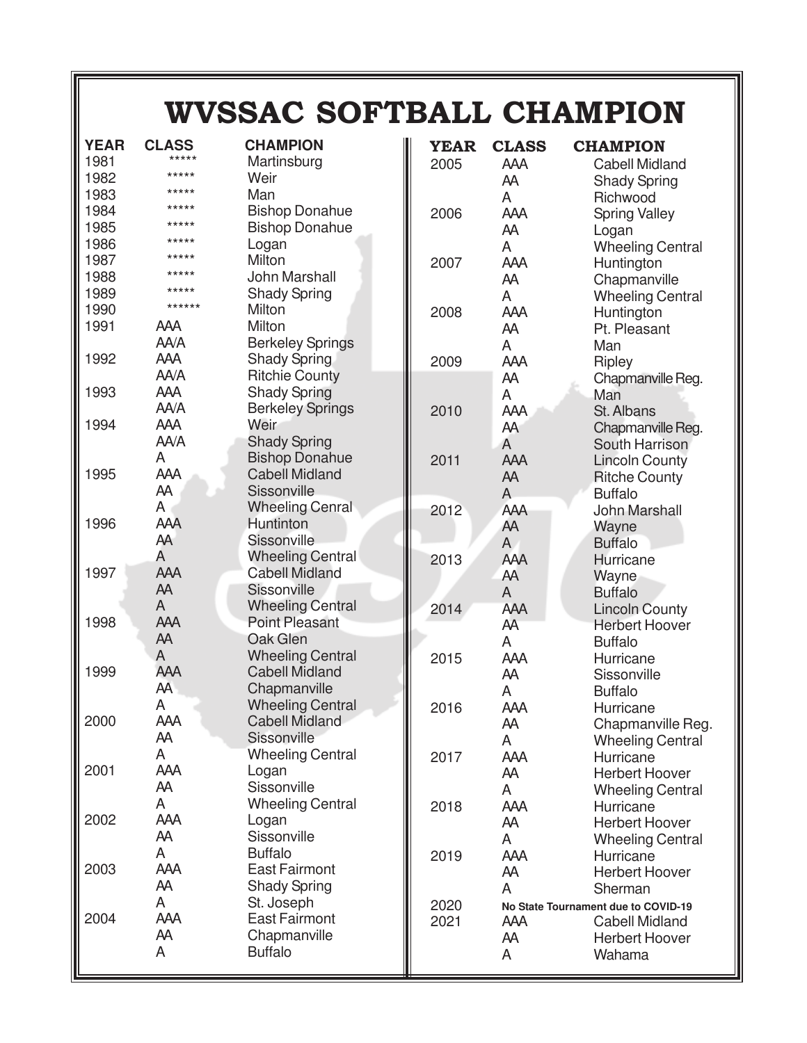# WVSSAC SOFTBALL CHAMPION

| YEAR | CLASS | CHAMPION |
|---|---|---|
| 1981 | ***** | Martinsburg |
| 1982 | ***** | Weir |
| 1983 | ***** | Man |
| 1984 | ***** | Bishop Donahue |
| 1985 | ***** | Bishop Donahue |
| 1986 | ***** | Logan |
| 1987 | ***** | Milton |
| 1988 | ***** | John Marshall |
| 1989 | ***** | Shady Spring |
| 1990 | ****** | Milton |
| 1991 | AAA | Milton |
| | AA/A | Berkeley Springs |
| 1992 | AAA | Shady Spring |
| | AA/A | Ritchie County |
| 1993 | AAA | Shady Spring |
| | AA/A | Berkeley Springs |
| 1994 | AAA | Weir |
| | AA/A | Shady Spring |
| | A | Bishop Donahue |
| 1995 | AAA | Cabell Midland |
| | AA | Sissonville |
| | A | Wheeling Cenral |
| 1996 | AAA | Huntinton |
| | AA | Sissonville |
| | A | Wheeling Central |
| 1997 | AAA | Cabell Midland |
| | AA | Sissonville |
| | A | Wheeling Central |
| 1998 | AAA | Point Pleasant |
| | AA | Oak Glen |
| | A | Wheeling Central |
| 1999 | AAA | Cabell Midland |
| | AA | Chapmanville |
| | A | Wheeling Central |
| 2000 | AAA | Cabell Midland |
| | AA | Sissonville |
| | A | Wheeling Central |
| 2001 | AAA | Logan |
| | AA | Sissonville |
| | A | Wheeling Central |
| 2002 | AAA | Logan |
| | AA | Sissonville |
| | A | Buffalo |
| 2003 | AAA | East Fairmont |
| | AA | Shady Spring |
| | A | St. Joseph |
| 2004 | AAA | East Fairmont |
| | AA | Chapmanville |
| | A | Buffalo |
| 2005 | AAA | Cabell Midland |
| | AA | Shady Spring |
| | A | Richwood |
| 2006 | AAA | Spring Valley |
| | AA | Logan |
| | A | Wheeling Central |
| 2007 | AAA | Huntington |
| | AA | Chapmanville |
| | A | Wheeling Central |
| 2008 | AAA | Huntington |
| | AA | Pt. Pleasant |
| | A | Man |
| 2009 | AAA | Ripley |
| | AA | Chapmanville Reg. |
| | A | Man |
| 2010 | AAA | St. Albans |
| | AA | Chapmanville Reg. |
| | A | South Harrison |
| 2011 | AAA | Lincoln County |
| | AA | Ritche County |
| | A | Buffalo |
| 2012 | AAA | John Marshall |
| | AA | Wayne |
| | A | Buffalo |
| 2013 | AAA | Hurricane |
| | AA | Wayne |
| | A | Buffalo |
| 2014 | AAA | Lincoln County |
| | AA | Herbert Hoover |
| | A | Buffalo |
| 2015 | AAA | Hurricane |
| | AA | Sissonville |
| | A | Buffalo |
| 2016 | AAA | Hurricane |
| | AA | Chapmanville Reg. |
| | A | Wheeling Central |
| 2017 | AAA | Hurricane |
| | AA | Herbert Hoover |
| | A | Wheeling Central |
| 2018 | AAA | Hurricane |
| | AA | Herbert Hoover |
| | A | Wheeling Central |
| 2019 | AAA | Hurricane |
| | AA | Herbert Hoover |
| | A | Sherman |
| 2020 | No State Tournament due to COVID-19 | |
| 2021 | AAA | Cabell Midland |
| | AA | Herbert Hoover |
| | A | Wahama |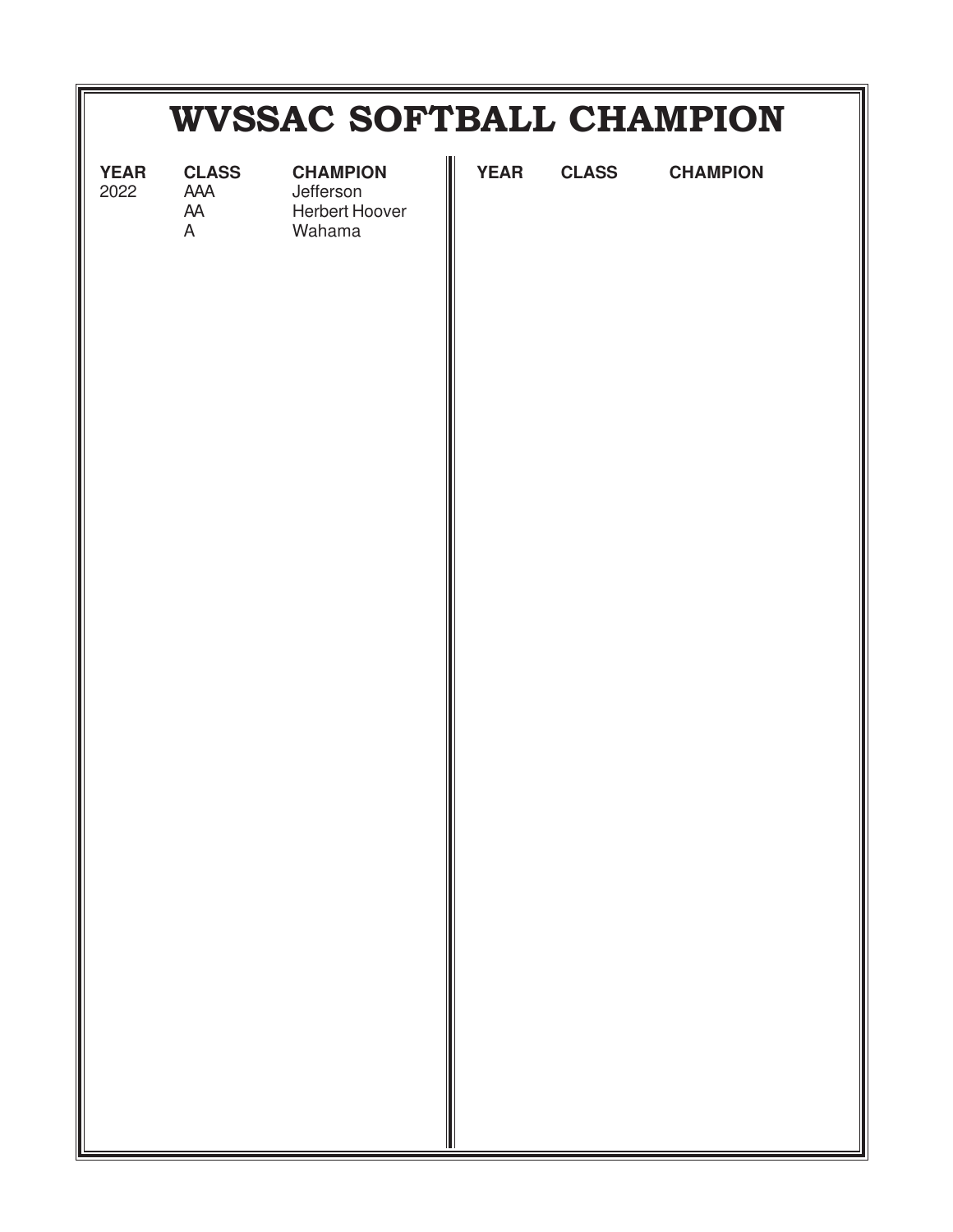# WVSSAC SOFTBALL CHAMPION

| YEAR | CLASS | CHAMPION |
| --- | --- | --- |
| 2022 | AAA | Jefferson |
| | AA | Herbert Hoover |
| | A | Wahama |

| YEAR | CLASS | CHAMPION |
| --- | --- | --- |